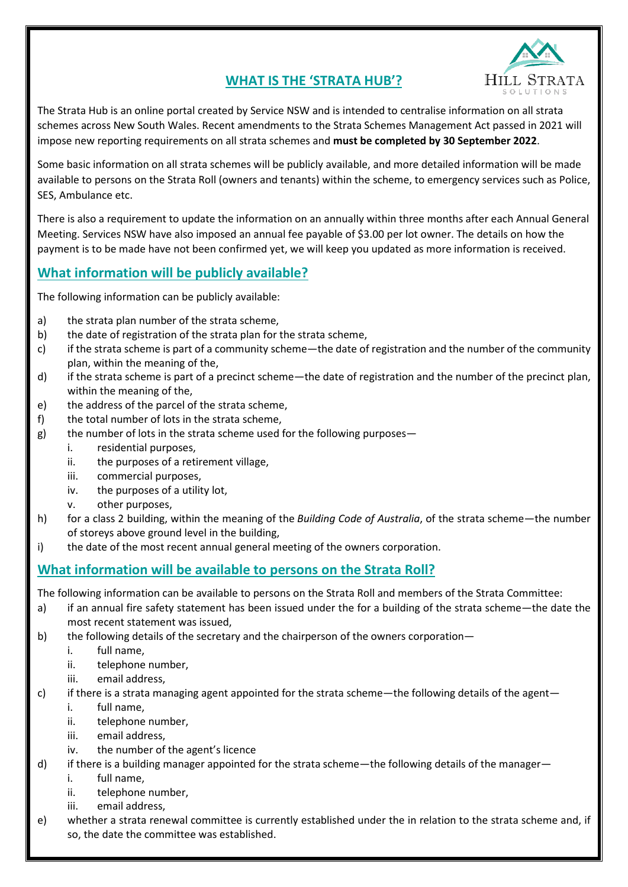# WHAT IS THE 'STRATA HUB'?

The Strata Hub is an online portal created by Service NSW and is intended to centralise information on all strata schemes across New South Wales. Recent amendments to the Strata Schemes Management Act passed in 2021 will impose new reporting requirements on all strata schemes and **must be completed by 30 September 2022**.

Some basic information on all strata schemes will be publicly available, and more detailed information will be made available to persons on the Strata Roll (owners and tenants) within the scheme, to emergency services such as Police, SES, Ambulance etc.

There is also a requirement to update the information on an annually within three months after each Annual General Meeting. Services NSW have also imposed an annual fee payable of $3.00 per lot owner. The details on how the payment is to be made have not been confirmed yet, we will keep you updated as more information is received.

## What information will be publicly available?

The following information can be publicly available:

a) the strata plan number of the strata scheme,
b) the date of registration of the strata plan for the strata scheme,
c) if the strata scheme is part of a community scheme—the date of registration and the number of the community plan, within the meaning of the,
d) if the strata scheme is part of a precinct scheme—the date of registration and the number of the precinct plan, within the meaning of the,
e) the address of the parcel of the strata scheme,
f) the total number of lots in the strata scheme,
g) the number of lots in the strata scheme used for the following purposes—
   i. residential purposes,
   ii. the purposes of a retirement village,
   iii. commercial purposes,
   iv. the purposes of a utility lot,
   v. other purposes,
h) for a class 2 building, within the meaning of the *Building Code of Australia*, of the strata scheme—the number of storeys above ground level in the building,
i) the date of the most recent annual general meeting of the owners corporation.

## What information will be available to persons on the Strata Roll?

The following information can be available to persons on the Strata Roll and members of the Strata Committee:

a) if an annual fire safety statement has been issued under the for a building of the strata scheme—the date the most recent statement was issued,
b) the following details of the secretary and the chairperson of the owners corporation—
   i. full name,
   ii. telephone number,
   iii. email address,
c) if there is a strata managing agent appointed for the strata scheme—the following details of the agent—
   i. full name,
   ii. telephone number,
   iii. email address,
   iv. the number of the agent's licence
d) if there is a building manager appointed for the strata scheme—the following details of the manager—
   i. full name,
   ii. telephone number,
   iii. email address,
e) whether a strata renewal committee is currently established under the in relation to the strata scheme and, if so, the date the committee was established.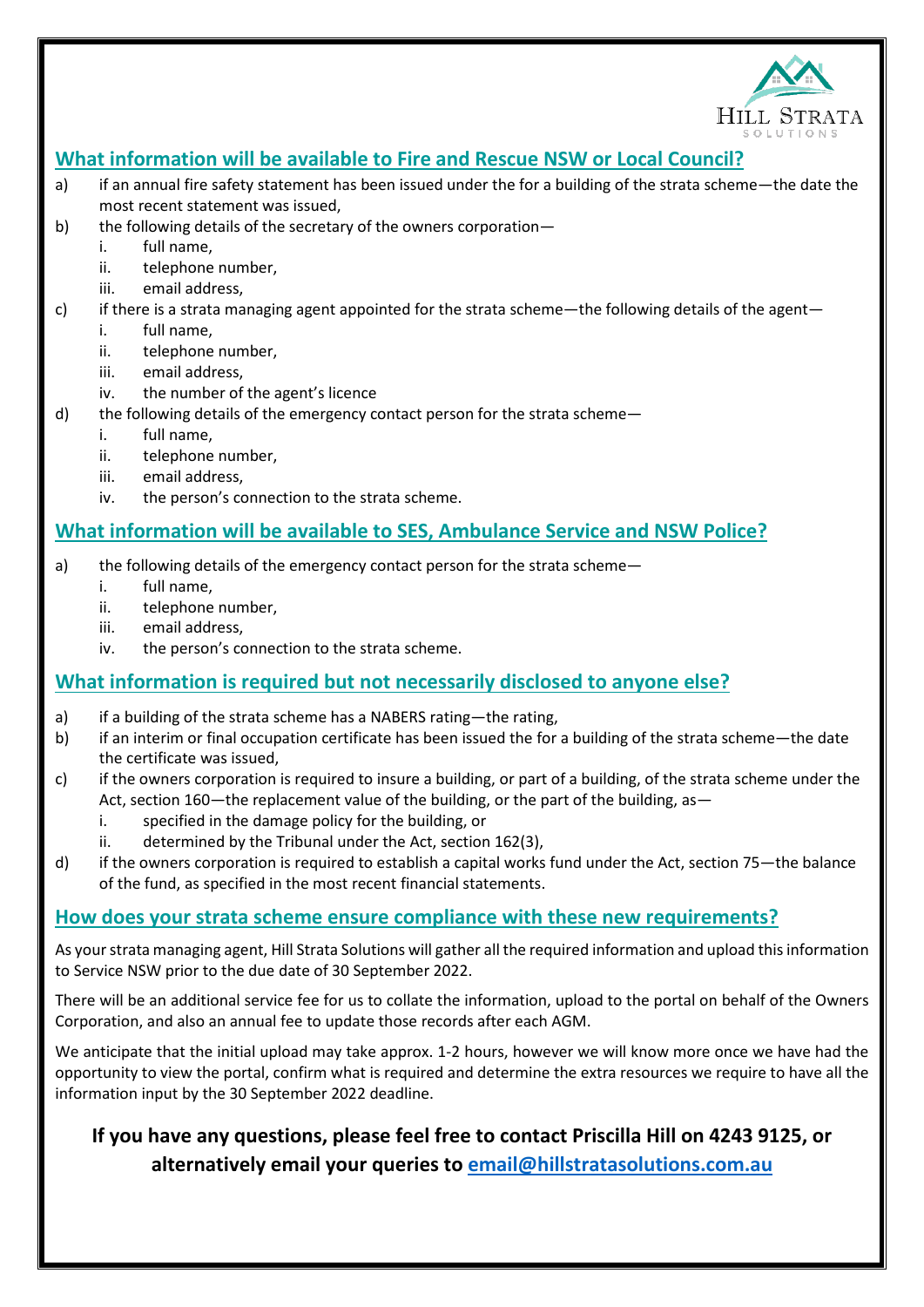## What information will be available to Fire and Rescue NSW or Local Council?

a) if an annual fire safety statement has been issued under the for a building of the strata scheme—the date the most recent statement was issued,

b) the following details of the secretary of the owners corporation—
   i. full name,
   ii. telephone number,
   iii. email address,

c) if there is a strata managing agent appointed for the strata scheme—the following details of the agent—
   i. full name,
   ii. telephone number,
   iii. email address,
   iv. the number of the agent's licence

d) the following details of the emergency contact person for the strata scheme—
   i. full name,
   ii. telephone number,
   iii. email address,
   iv. the person's connection to the strata scheme.

## What information will be available to SES, Ambulance Service and NSW Police?

a) the following details of the emergency contact person for the strata scheme—
   i. full name,
   ii. telephone number,
   iii. email address,
   iv. the person's connection to the strata scheme.

## What information is required but not necessarily disclosed to anyone else?

a) if a building of the strata scheme has a NABERS rating—the rating,

b) if an interim or final occupation certificate has been issued the for a building of the strata scheme—the date the certificate was issued,

c) if the owners corporation is required to insure a building, or part of a building, of the strata scheme under the Act, section 160—the replacement value of the building, or the part of the building, as—
   i. specified in the damage policy for the building, or
   ii. determined by the Tribunal under the Act, section 162(3),

d) if the owners corporation is required to establish a capital works fund under the Act, section 75—the balance of the fund, as specified in the most recent financial statements.

## How does your strata scheme ensure compliance with these new requirements?

As your strata managing agent, Hill Strata Solutions will gather all the required information and upload this information to Service NSW prior to the due date of 30 September 2022.

There will be an additional service fee for us to collate the information, upload to the portal on behalf of the Owners Corporation, and also an annual fee to update those records after each AGM.

We anticipate that the initial upload may take approx. 1-2 hours, however we will know more once we have had the opportunity to view the portal, confirm what is required and determine the extra resources we require to have all the information input by the 30 September 2022 deadline.

**If you have any questions, please feel free to contact Priscilla Hill on 4243 9125, or alternatively email your queries to email@hillstratasolutions.com.au**